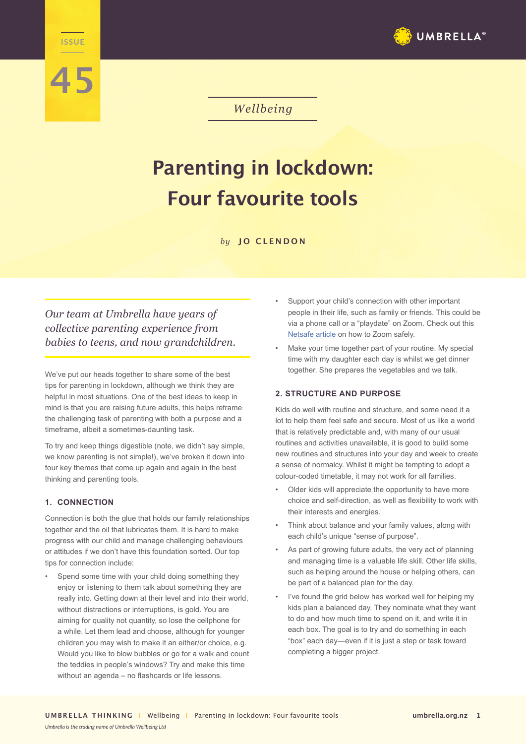Wellbeing

# Parenting in lockdown: Four favourite tools

*by* **JO CLENDON**

*Our team at Umbrella have years of collective parenting experience from babies to teens, and now grandchildren.*

We've put our heads together to share some of the best tips for parenting in lockdown, although we think they are helpful in most situations. One of the best ideas to keep in mind is that you are raising future adults, this helps reframe the challenging task of parenting with both a purpose and a timeframe, albeit a sometimes-daunting task.

To try and keep things digestible (note, we didn't say simple, we know parenting is not simple!), we've broken it down into four key themes that come up again and again in the best thinking and parenting tools.

## 1. CONNECTION

Connection is both the glue that holds our family relationships together and the oil that lubricates them. It is hard to make progress with our child and manage challenging behaviours or attitudes if we don't have this foundation sorted. Our top tips for connection include:

- Spend some time with your child doing something they enjoy or listening to them talk about something they are really into. Getting down at their level and into their world, without distractions or interruptions, is gold. You are aiming for quality not quantity, so lose the cellphone for a while. Let them lead and choose, although for younger children you may wish to make it an either/or choice, e.g. Would you like to blow bubbles or go for a walk and count the teddies in people's windows? Try and make this time without an agenda – no flashcards or life lessons.
- Support your child's connection with other important people in their life, such as family or friends. This could be via a phone call or a "playdate" on Zoom. Check out this Netsafe article on how to Zoom safely.
- Make your time together part of your routine. My special time with my daughter each day is whilst we get dinner together. She prepares the vegetables and we talk.

## 2. STRUCTURE AND PURPOSE

Kids do well with routine and structure, and some need it a lot to help them feel safe and secure. Most of us like a world that is relatively predictable and, with many of our usual routines and activities unavailable, it is good to build some new routines and structures into your day and week to create a sense of normalcy. Whilst it might be tempting to adopt a colour-coded timetable, it may not work for all families.

- Older kids will appreciate the opportunity to have more choice and self-direction, as well as flexibility to work with their interests and energies.
- Think about balance and your family values, along with each child's unique "sense of purpose".
- As part of growing future adults, the very act of planning and managing time is a valuable life skill. Other life skills, such as helping around the house or helping others, can be part of a balanced plan for the day.
- I've found the grid below has worked well for helping my kids plan a balanced day. They nominate what they want to do and how much time to spend on it, and write it in each box. The goal is to try and do something in each "box" each day—even if it is just a step or task toward completing a bigger project.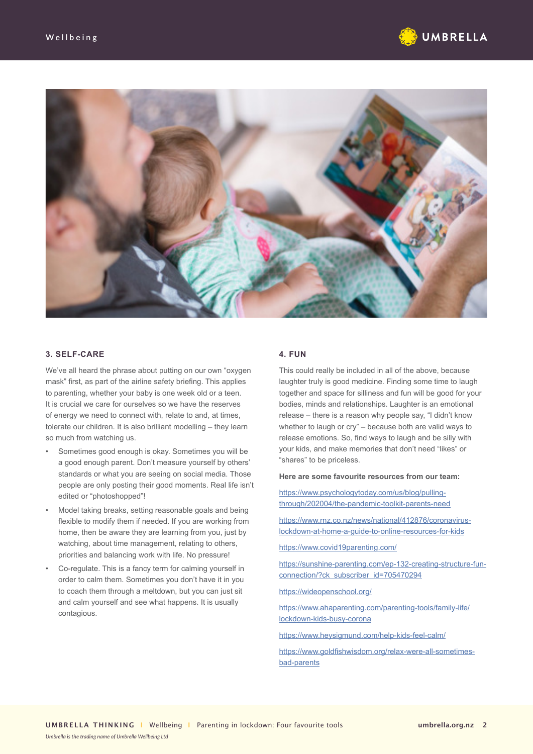### 3. SELF-CARE

We've all heard the phrase about putting on our own "oxygen mask" first, as part of the airline safety briefing. This applies to parenting, whether your baby is one week old or a teen. It is crucial we care for ourselves so we have the reserves of energy we need to connect with, relate to and, at times, tolerate our children. It is also brilliant modelling – they learn so much from watching us.

- Sometimes good enough is okay. Sometimes you will be a good enough parent. Don't measure yourself by others' standards or what you are seeing on social media. Those people are only posting their good moments. Real life isn't edited or "photoshopped"!
- Model taking breaks, setting reasonable goals and being flexible to modify them if needed. If you are working from home, then be aware they are learning from you, just by watching, about time management, relating to others, priorities and balancing work with life. No pressure!
- Co-regulate. This is a fancy term for calming yourself in order to calm them. Sometimes you don't have it in you to coach them through a meltdown, but you can just sit and calm yourself and see what happens. It is usually contagious.

### 4. FUN

This could really be included in all of the above, because laughter truly is good medicine. Finding some time to laugh together and space for silliness and fun will be good for your bodies, minds and relationships. Laughter is an emotional release – there is a reason why people say, "I didn't know whether to laugh or cry" – because both are valid ways to release emotions. So, find ways to laugh and be silly with your kids, and make memories that don't need "likes" or "shares" to be priceless.

**Here are some favourite resources from our team:**

https://www.psychologytoday.com/us/blog/pulling-through/202004/the-pandemic-toolkit-parents-need

https://www.rnz.co.nz/news/national/412876/coronavirus-lockdown-at-home-a-guide-to-online-resources-for-kids

https://www.covid19parenting.com/

https://sunshine-parenting.com/ep-132-creating-structure-fun-connection/?ck_subscriber_id=705470294

https://wideopenschool.org/

https://www.ahaparenting.com/parenting-tools/family-life/lockdown-kids-busy-corona

https://www.heysigmund.com/help-kids-feel-calm/

https://www.goldfishwisdom.org/relax-were-all-sometimes-bad-parents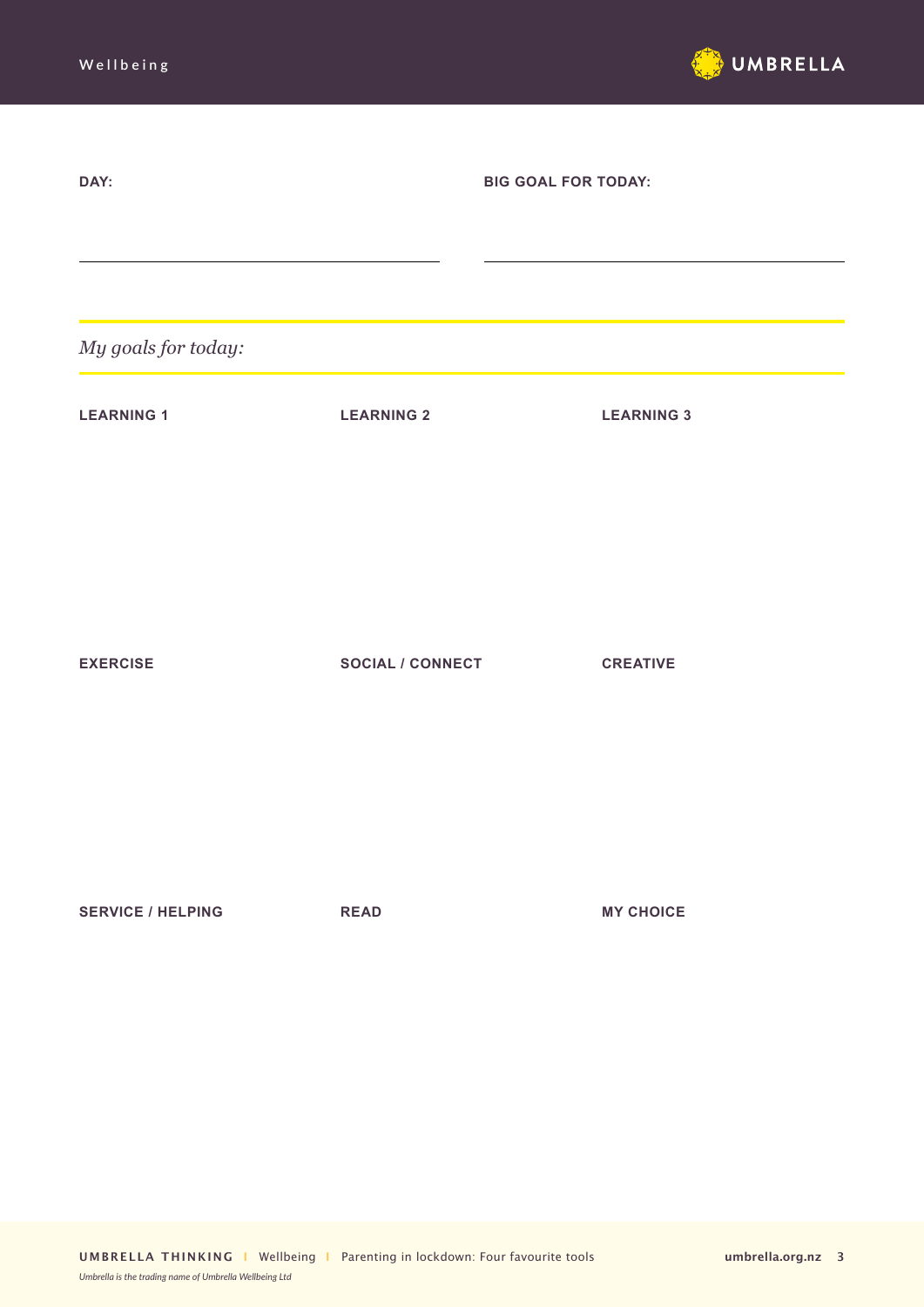**DAY:**

**BIG GOAL FOR TODAY:**

*My goals for today:*

**LEARNING 1**

**LEARNING 2**

**LEARNING 3**

**EXERCISE**

**SOCIAL / CONNECT**

**CREATIVE**

**SERVICE / HELPING**

**READ**

**MY CHOICE**